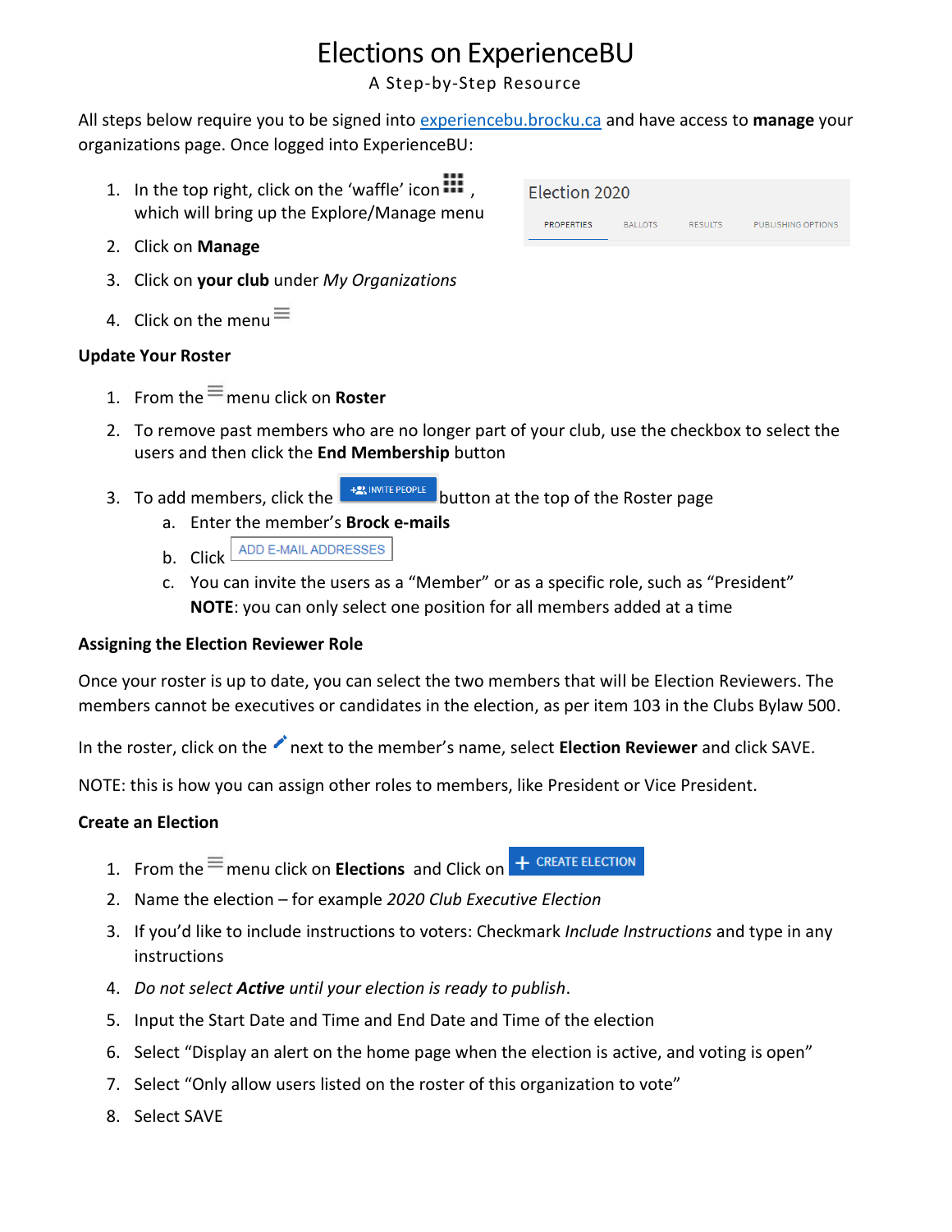# Elections on ExperienceBU

A Step-by-Step Resource

All steps below require you to be signed into experiencebu.brocku.ca and have access to **manage** your organizations page. Once logged into ExperienceBU:

1. In the top right, click on the 'waffle' icon, which will bring up the Explore/Manage menu
2. Click on **Manage**
3. Click on **your club** under *My Organizations*
4. Click on the menu

Election 2020

PROPERTIES BALLOTS RESULTS PUBLISHING OPTIONS

### Update Your Roster

1. From the menu click on **Roster**
2. To remove past members who are no longer part of your club, use the checkbox to select the users and then click the **End Membership** button
3. To add members, click the INVITE PEOPLE button at the top of the Roster page
   a. Enter the member's **Brock e-mails**
   b. Click ADD E-MAIL ADDRESSES
   c. You can invite the users as a "Member" or as a specific role, such as "President" **NOTE**: you can only select one position for all members added at a time

### Assigning the Election Reviewer Role

Once your roster is up to date, you can select the two members that will be Election Reviewers. The members cannot be executives or candidates in the election, as per item 103 in the Clubs Bylaw 500.

In the roster, click on the next to the member's name, select **Election Reviewer** and click SAVE.

NOTE: this is how you can assign other roles to members, like President or Vice President.

### Create an Election

1. From the menu click on **Elections** and Click on + CREATE ELECTION
2. Name the election – for example *2020 Club Executive Election*
3. If you'd like to include instructions to voters: Checkmark *Include Instructions* and type in any instructions
4. *Do not select **Active** until your election is ready to publish*.
5. Input the Start Date and Time and End Date and Time of the election
6. Select "Display an alert on the home page when the election is active, and voting is open"
7. Select "Only allow users listed on the roster of this organization to vote"
8. Select SAVE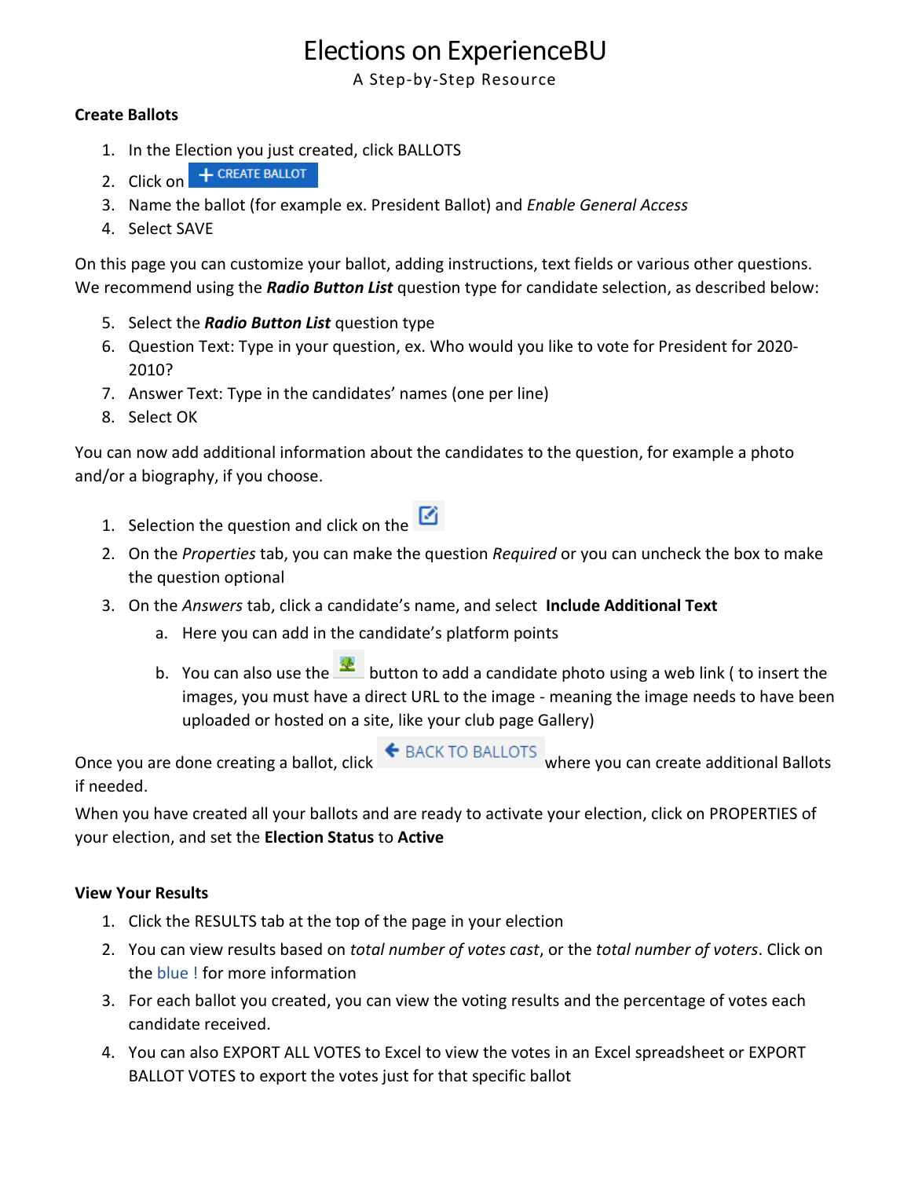# Elections on ExperienceBU

A Step-by-Step Resource

**Create Ballots**

1. In the Election you just created, click BALLOTS
2. Click on + CREATE BALLOT
3. Name the ballot (for example ex. President Ballot) and *Enable General Access*
4. Select SAVE

On this page you can customize your ballot, adding instructions, text fields or various other questions. We recommend using the ***Radio Button List*** question type for candidate selection, as described below:

5. Select the ***Radio Button List*** question type
6. Question Text: Type in your question, ex. Who would you like to vote for President for 2020-2010?
7. Answer Text: Type in the candidates' names (one per line)
8. Select OK

You can now add additional information about the candidates to the question, for example a photo and/or a biography, if you choose.

1. Selection the question and click on the
2. On the *Properties* tab, you can make the question *Required* or you can uncheck the box to make the question optional
3. On the *Answers* tab, click a candidate's name, and select **Include Additional Text**
   a. Here you can add in the candidate's platform points
   b. You can also use the button to add a candidate photo using a web link ( to insert the images, you must have a direct URL to the image - meaning the image needs to have been uploaded or hosted on a site, like your club page Gallery)

Once you are done creating a ballot, click ← BACK TO BALLOTS where you can create additional Ballots if needed.

When you have created all your ballots and are ready to activate your election, click on PROPERTIES of your election, and set the **Election Status** to **Active**

**View Your Results**

1. Click the RESULTS tab at the top of the page in your election
2. You can view results based on *total number of votes cast*, or the *total number of voters*. Click on the blue ! for more information
3. For each ballot you created, you can view the voting results and the percentage of votes each candidate received.
4. You can also EXPORT ALL VOTES to Excel to view the votes in an Excel spreadsheet or EXPORT BALLOT VOTES to export the votes just for that specific ballot